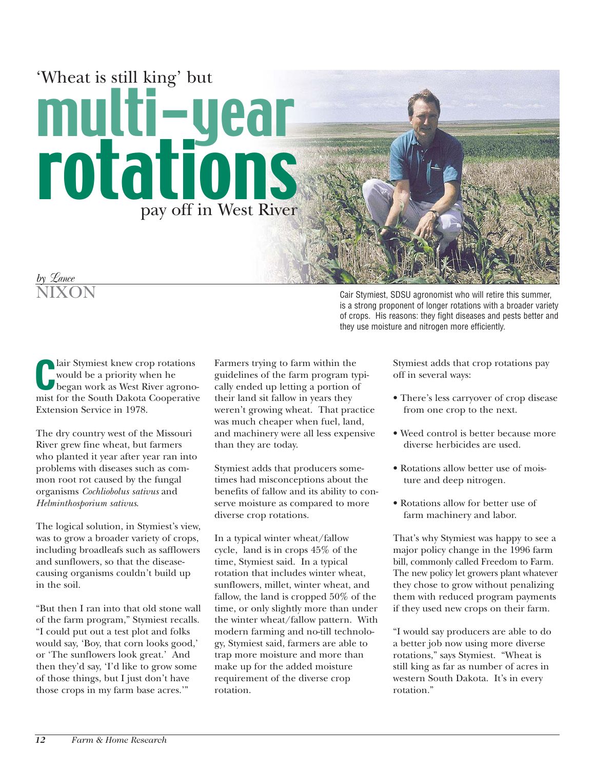# 'Wheat is still king' but multi-year rotations pay off in West River

*by Lance* NIXON

Cair Stymiest, SDSU agronomist who will retire this summer, is a strong proponent of longer rotations with a broader variety of crops. His reasons: they fight diseases and pests better and they use moisture and nitrogen more efficiently.

Clair Stymiest knew crop rotations would be a priority when he began work as West River agronomist for the South Dakota Cooperative Extension Service in 1978.

The dry country west of the Missouri River grew fine wheat, but farmers who planted it year after year ran into problems with diseases such as common root rot caused by the fungal organisms *Cochliobolus sativus* and *Helminthosporium sativus*.

The logical solution, in Stymiest's view, was to grow a broader variety of crops, including broadleafs such as safflowers and sunflowers, so that the disease-causing organisms couldn't build up in the soil.

"But then I ran into that old stone wall of the farm program," Stymiest recalls. "I could put out a test plot and folks would say, 'Boy, that corn looks good,' or 'The sunflowers look great.' And then they'd say, 'I'd like to grow some of those things, but I just don't have those crops in my farm base acres.'"

Farmers trying to farm within the guidelines of the farm program typically ended up letting a portion of their land sit fallow in years they weren't growing wheat. That practice was much cheaper when fuel, land, and machinery were all less expensive than they are today.

Stymiest adds that producers sometimes had misconceptions about the benefits of fallow and its ability to conserve moisture as compared to more diverse crop rotations.

In a typical winter wheat/fallow cycle, land is in crops 45% of the time, Stymiest said. In a typical rotation that includes winter wheat, sunflowers, millet, winter wheat, and fallow, the land is cropped 50% of the time, or only slightly more than under the winter wheat/fallow pattern. With modern farming and no-till technology, Stymiest said, farmers are able to trap more moisture and more than make up for the added moisture requirement of the diverse crop rotation.

Stymiest adds that crop rotations pay off in several ways:

- There's less carryover of crop disease from one crop to the next.
- Weed control is better because more diverse herbicides are used.
- Rotations allow better use of moisture and deep nitrogen.
- Rotations allow for better use of farm machinery and labor.

That's why Stymiest was happy to see a major policy change in the 1996 farm bill, commonly called Freedom to Farm. The new policy let growers plant whatever they chose to grow without penalizing them with reduced program payments if they used new crops on their farm.

"I would say producers are able to do a better job now using more diverse rotations," says Stymiest. "Wheat is still king as far as number of acres in western South Dakota. It's in every rotation."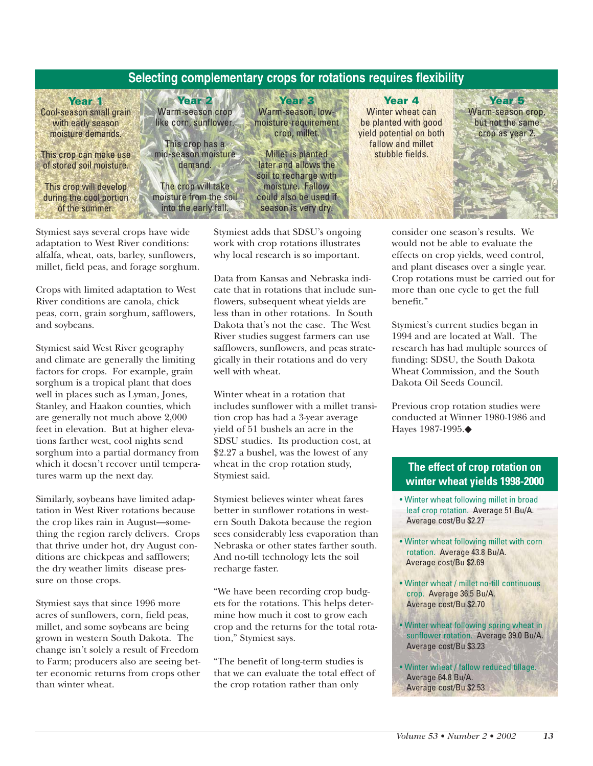## Selecting complementary crops for rotations requires flexibility

**Year 1**
Cool-season small grain with early season moisture demands.

This crop can make use of stored soil moisture.

This crop will develop during the cool portion of the summer.

**Year 2**
Warm-season crop like corn, sunflower.

This crop has a mid-season moisture demand.

The crop will take moisture from the soil into the early fall.

**Year 3**
Warm-season, low-moisture-requirement crop, millet.

Millet is planted later and allows the soil to recharge with moisture. Fallow could also be used if season is very dry.

**Year 4**
Winter wheat can be planted with good yield potential on both fallow and millet stubble fields.

**Year 5**
Warm-season crop, but not the same crop as year 2.

Stymiest says several crops have wide adaptation to West River conditions: alfalfa, wheat, oats, barley, sunflowers, millet, field peas, and forage sorghum.

Crops with limited adaptation to West River conditions are canola, chick peas, corn, grain sorghum, safflowers, and soybeans.

Stymiest said West River geography and climate are generally the limiting factors for crops. For example, grain sorghum is a tropical plant that does well in places such as Lyman, Jones, Stanley, and Haakon counties, which are generally not much above 2,000 feet in elevation. But at higher elevations farther west, cool nights send sorghum into a partial dormancy from which it doesn't recover until temperatures warm up the next day.

Similarly, soybeans have limited adaptation in West River rotations because the crop likes rain in August—something the region rarely delivers. Crops that thrive under hot, dry August conditions are chickpeas and safflowers; the dry weather limits disease pressure on those crops.

Stymiest says that since 1996 more acres of sunflowers, corn, field peas, millet, and some soybeans are being grown in western South Dakota. The change isn't solely a result of Freedom to Farm; producers also are seeing better economic returns from crops other than winter wheat.

Stymiest adds that SDSU's ongoing work with crop rotations illustrates why local research is so important.

Data from Kansas and Nebraska indicate that in rotations that include sunflowers, subsequent wheat yields are less than in other rotations. In South Dakota that's not the case. The West River studies suggest farmers can use safflowers, sunflowers, and peas strategically in their rotations and do very well with wheat.

Winter wheat in a rotation that includes sunflower with a millet transition crop has had a 3-year average yield of 51 bushels an acre in the SDSU studies. Its production cost, at $2.27 a bushel, was the lowest of any wheat in the crop rotation study, Stymiest said.

Stymiest believes winter wheat fares better in sunflower rotations in western South Dakota because the region sees considerably less evaporation than Nebraska or other states farther south. And no-till technology lets the soil recharge faster.

"We have been recording crop budgets for the rotations. This helps determine how much it cost to grow each crop and the returns for the total rotation," Stymiest says.

"The benefit of long-term studies is that we can evaluate the total effect of the crop rotation rather than only consider one season's results. We would not be able to evaluate the effects on crop yields, weed control, and plant diseases over a single year. Crop rotations must be carried out for more than one cycle to get the full benefit."

Stymiest's current studies began in 1994 and are located at Wall. The research has had multiple sources of funding: SDSU, the South Dakota Wheat Commission, and the South Dakota Oil Seeds Council.

Previous crop rotation studies were conducted at Winner 1980-1986 and Hayes 1987-1995.◆

### The effect of crop rotation on winter wheat yields 1998-2000

- Winter wheat following millet in broad leaf crop rotation. Average 51 Bu/A. Average cost/Bu $2.27
- Winter wheat following millet with corn rotation. Average 43.8 Bu/A. Average cost/Bu $2.69
- Winter wheat / millet no-till continuous crop. Average 36.5 Bu/A. Average cost/Bu $2.70
- Winter wheat following spring wheat in sunflower rotation. Average 39.0 Bu/A. Average cost/Bu $3.23
- Winter wheat / fallow reduced tillage. Average 64.8 Bu/A. Average cost/Bu $2.53